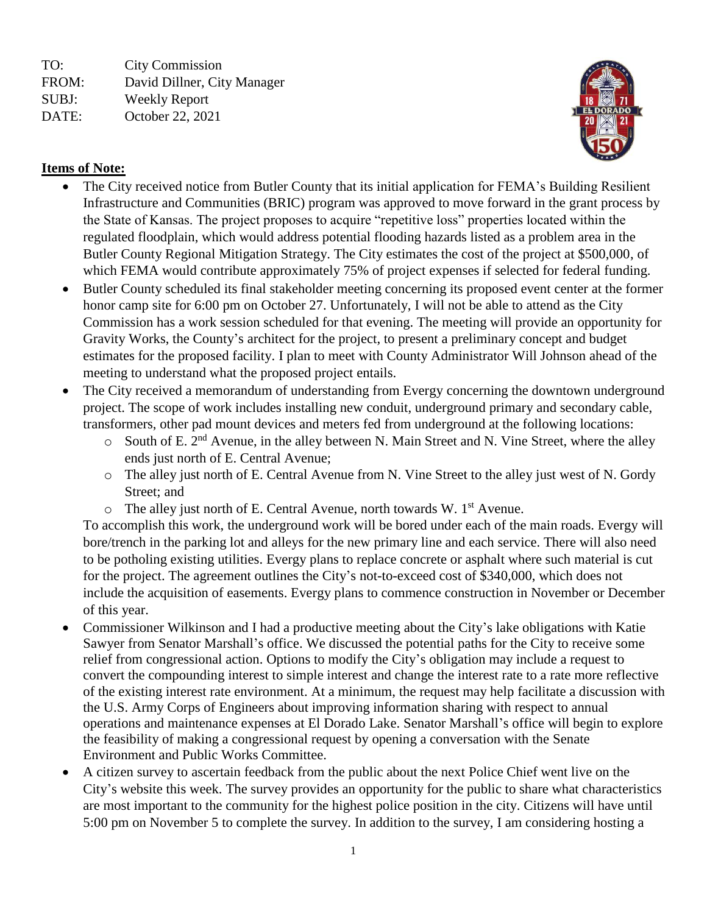TO: City Commission
FROM: David Dillner, City Manager
SUBJ: Weekly Report
DATE: October 22, 2021

**Items of Note:**

- The City received notice from Butler County that its initial application for FEMA's Building Resilient Infrastructure and Communities (BRIC) program was approved to move forward in the grant process by the State of Kansas. The project proposes to acquire "repetitive loss" properties located within the regulated floodplain, which would address potential flooding hazards listed as a problem area in the Butler County Regional Mitigation Strategy. The City estimates the cost of the project at $500,000, of which FEMA would contribute approximately 75% of project expenses if selected for federal funding.
- Butler County scheduled its final stakeholder meeting concerning its proposed event center at the former honor camp site for 6:00 pm on October 27. Unfortunately, I will not be able to attend as the City Commission has a work session scheduled for that evening. The meeting will provide an opportunity for Gravity Works, the County's architect for the project, to present a preliminary concept and budget estimates for the proposed facility. I plan to meet with County Administrator Will Johnson ahead of the meeting to understand what the proposed project entails.
- The City received a memorandum of understanding from Evergy concerning the downtown underground project. The scope of work includes installing new conduit, underground primary and secondary cable, transformers, other pad mount devices and meters fed from underground at the following locations:
  - South of E. 2nd Avenue, in the alley between N. Main Street and N. Vine Street, where the alley ends just north of E. Central Avenue;
  - The alley just north of E. Central Avenue from N. Vine Street to the alley just west of N. Gordy Street; and
  - The alley just north of E. Central Avenue, north towards W. 1st Avenue.

  To accomplish this work, the underground work will be bored under each of the main roads. Evergy will bore/trench in the parking lot and alleys for the new primary line and each service. There will also need to be potholing existing utilities. Evergy plans to replace concrete or asphalt where such material is cut for the project. The agreement outlines the City's not-to-exceed cost of $340,000, which does not include the acquisition of easements. Evergy plans to commence construction in November or December of this year.
- Commissioner Wilkinson and I had a productive meeting about the City's lake obligations with Katie Sawyer from Senator Marshall's office. We discussed the potential paths for the City to receive some relief from congressional action. Options to modify the City's obligation may include a request to convert the compounding interest to simple interest and change the interest rate to a rate more reflective of the existing interest rate environment. At a minimum, the request may help facilitate a discussion with the U.S. Army Corps of Engineers about improving information sharing with respect to annual operations and maintenance expenses at El Dorado Lake. Senator Marshall's office will begin to explore the feasibility of making a congressional request by opening a conversation with the Senate Environment and Public Works Committee.
- A citizen survey to ascertain feedback from the public about the next Police Chief went live on the City's website this week. The survey provides an opportunity for the public to share what characteristics are most important to the community for the highest police position in the city. Citizens will have until 5:00 pm on November 5 to complete the survey. In addition to the survey, I am considering hosting a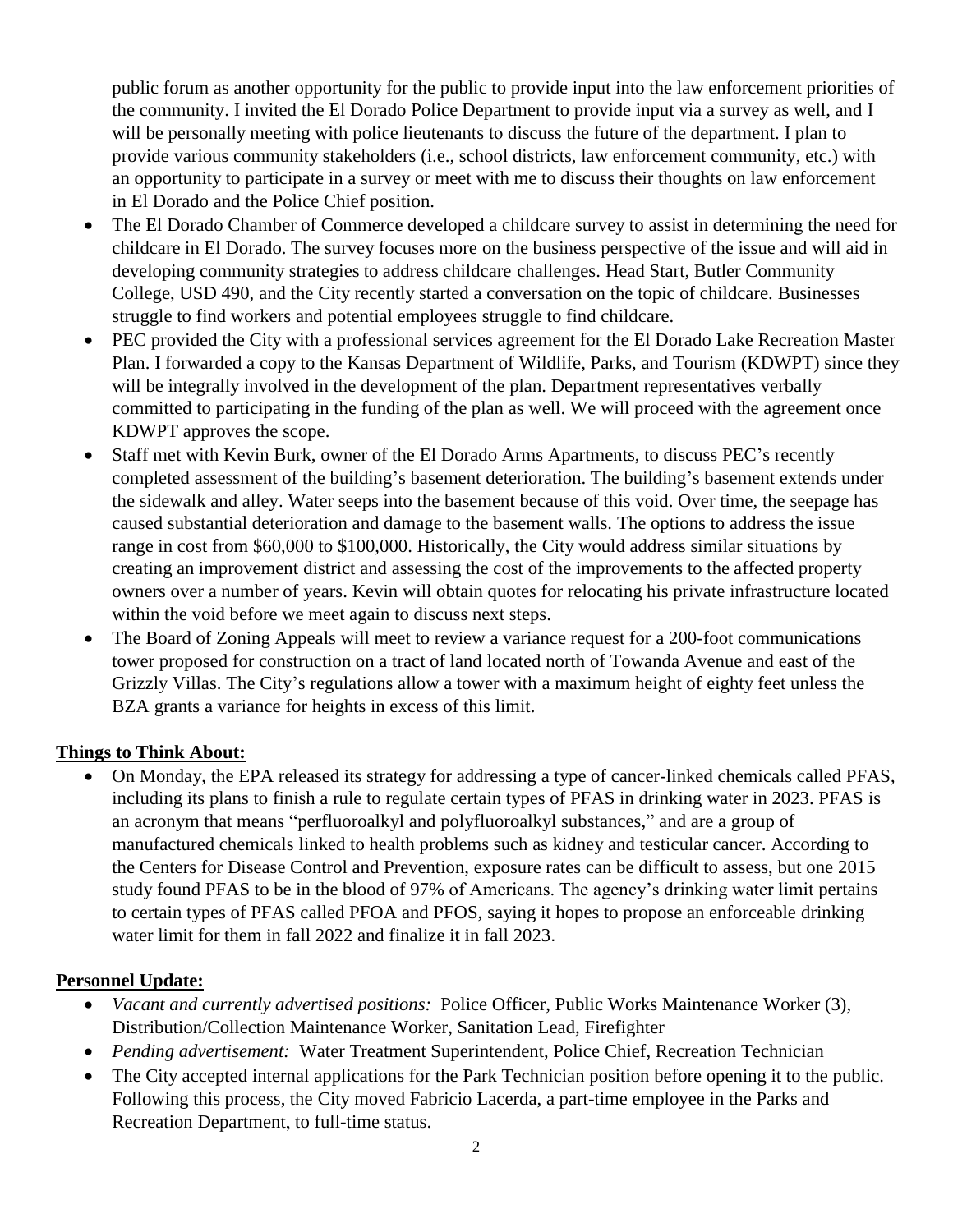public forum as another opportunity for the public to provide input into the law enforcement priorities of the community. I invited the El Dorado Police Department to provide input via a survey as well, and I will be personally meeting with police lieutenants to discuss the future of the department. I plan to provide various community stakeholders (i.e., school districts, law enforcement community, etc.) with an opportunity to participate in a survey or meet with me to discuss their thoughts on law enforcement in El Dorado and the Police Chief position.

- The El Dorado Chamber of Commerce developed a childcare survey to assist in determining the need for childcare in El Dorado. The survey focuses more on the business perspective of the issue and will aid in developing community strategies to address childcare challenges. Head Start, Butler Community College, USD 490, and the City recently started a conversation on the topic of childcare. Businesses struggle to find workers and potential employees struggle to find childcare.
- PEC provided the City with a professional services agreement for the El Dorado Lake Recreation Master Plan. I forwarded a copy to the Kansas Department of Wildlife, Parks, and Tourism (KDWPT) since they will be integrally involved in the development of the plan. Department representatives verbally committed to participating in the funding of the plan as well. We will proceed with the agreement once KDWPT approves the scope.
- Staff met with Kevin Burk, owner of the El Dorado Arms Apartments, to discuss PEC's recently completed assessment of the building's basement deterioration. The building's basement extends under the sidewalk and alley. Water seeps into the basement because of this void. Over time, the seepage has caused substantial deterioration and damage to the basement walls. The options to address the issue range in cost from $60,000 to $100,000. Historically, the City would address similar situations by creating an improvement district and assessing the cost of the improvements to the affected property owners over a number of years. Kevin will obtain quotes for relocating his private infrastructure located within the void before we meet again to discuss next steps.
- The Board of Zoning Appeals will meet to review a variance request for a 200-foot communications tower proposed for construction on a tract of land located north of Towanda Avenue and east of the Grizzly Villas. The City's regulations allow a tower with a maximum height of eighty feet unless the BZA grants a variance for heights in excess of this limit.

**Things to Think About:**

- On Monday, the EPA released its strategy for addressing a type of cancer-linked chemicals called PFAS, including its plans to finish a rule to regulate certain types of PFAS in drinking water in 2023. PFAS is an acronym that means "perfluoroalkyl and polyfluoroalkyl substances," and are a group of manufactured chemicals linked to health problems such as kidney and testicular cancer. According to the Centers for Disease Control and Prevention, exposure rates can be difficult to assess, but one 2015 study found PFAS to be in the blood of 97% of Americans. The agency's drinking water limit pertains to certain types of PFAS called PFOA and PFOS, saying it hopes to propose an enforceable drinking water limit for them in fall 2022 and finalize it in fall 2023.

**Personnel Update:**

- *Vacant and currently advertised positions:* Police Officer, Public Works Maintenance Worker (3), Distribution/Collection Maintenance Worker, Sanitation Lead, Firefighter
- *Pending advertisement:* Water Treatment Superintendent, Police Chief, Recreation Technician
- The City accepted internal applications for the Park Technician position before opening it to the public. Following this process, the City moved Fabricio Lacerda, a part-time employee in the Parks and Recreation Department, to full-time status.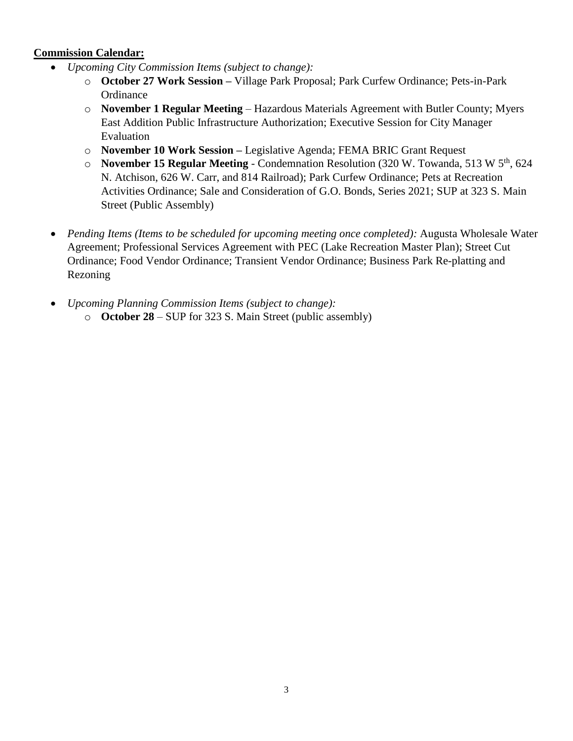**Commission Calendar:**

- *Upcoming City Commission Items (subject to change):*
  - **October 27 Work Session –** Village Park Proposal; Park Curfew Ordinance; Pets-in-Park Ordinance
  - **November 1 Regular Meeting** – Hazardous Materials Agreement with Butler County; Myers East Addition Public Infrastructure Authorization; Executive Session for City Manager Evaluation
  - **November 10 Work Session –** Legislative Agenda; FEMA BRIC Grant Request
  - **November 15 Regular Meeting** - Condemnation Resolution (320 W. Towanda, 513 W 5th, 624 N. Atchison, 626 W. Carr, and 814 Railroad); Park Curfew Ordinance; Pets at Recreation Activities Ordinance; Sale and Consideration of G.O. Bonds, Series 2021; SUP at 323 S. Main Street (Public Assembly)

- *Pending Items (Items to be scheduled for upcoming meeting once completed):* Augusta Wholesale Water Agreement; Professional Services Agreement with PEC (Lake Recreation Master Plan); Street Cut Ordinance; Food Vendor Ordinance; Transient Vendor Ordinance; Business Park Re-platting and Rezoning

- *Upcoming Planning Commission Items (subject to change):*
  - **October 28** – SUP for 323 S. Main Street (public assembly)